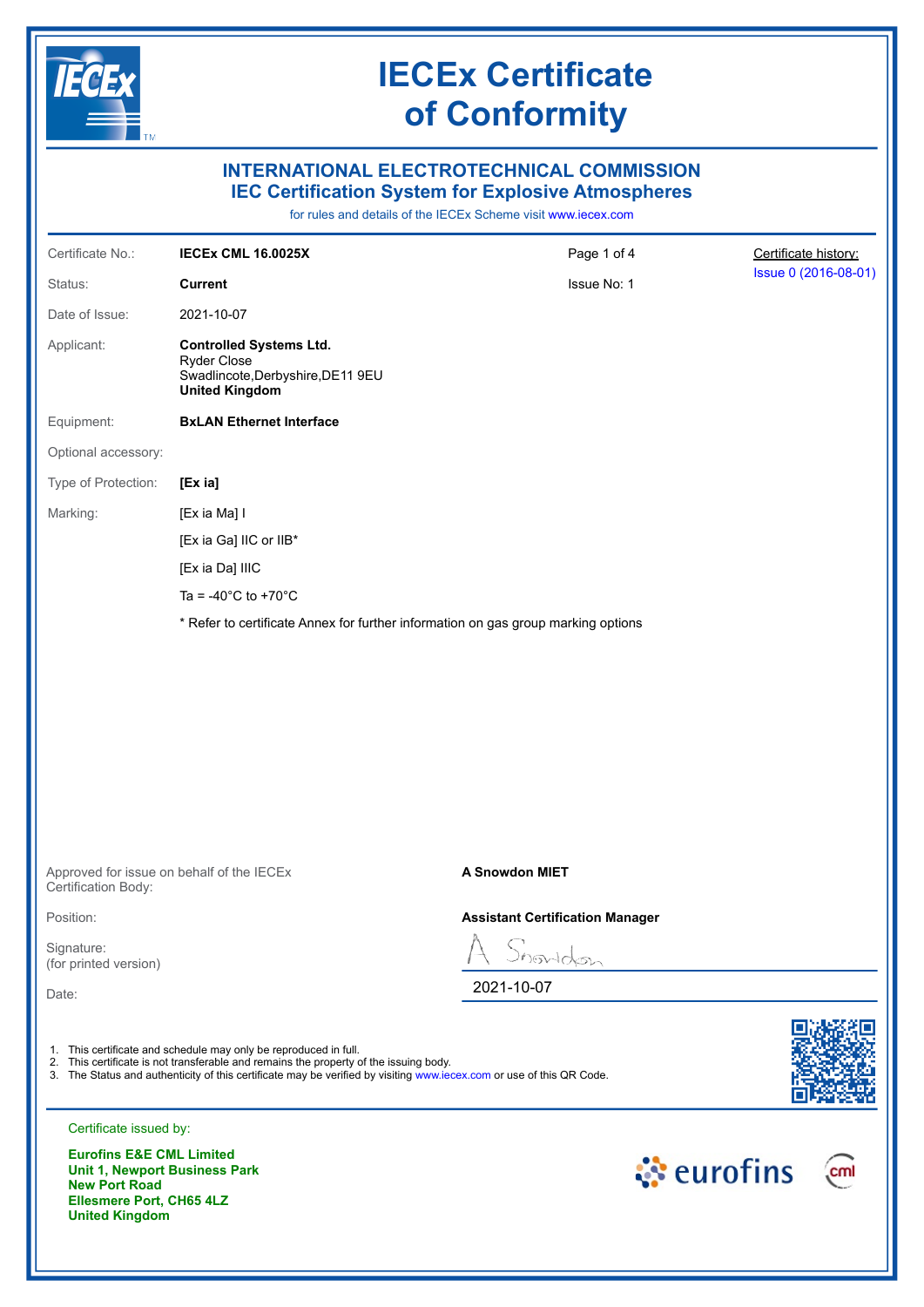# IECEx Certificate of Conformity

## INTERNATIONAL ELECTROTECHNICAL COMMISSION
## IEC Certification System for Explosive Atmospheres

for rules and details of the IECEx Scheme visit www.iecex.com

| | | | |
|---|---|---|---|
| Certificate No.: | **IECEx CML 16.0025X** | Page 1 of 4 | Certificate history: Issue 0 (2016-08-01) |
| Status: | **Current** | Issue No: 1 | |
| Date of Issue: | 2021-10-07 | | |

Applicant: **Controlled Systems Ltd.**
Ryder Close
Swadlincote,Derbyshire,DE11 9EU
**United Kingdom**

Equipment: **BxLAN Ethernet Interface**

Optional accessory:

Type of Protection: **[Ex ia]**

Marking:

[Ex ia Ma] I

[Ex ia Ga] IIC or IIB*

[Ex ia Da] IIIC

Ta = -40°C to +70°C

* Refer to certificate Annex for further information on gas group marking options

Approved for issue on behalf of the IECEx Certification Body: **A Snowdon MIET**

Position: **Assistant Certification Manager**

Signature: (for printed version)

Date: 2021-10-07

1. This certificate and schedule may only be reproduced in full.
2. This certificate is not transferable and remains the property of the issuing body.
3. The Status and authenticity of this certificate may be verified by visiting www.iecex.com or use of this QR Code.

Certificate issued by:

**Eurofins E&E CML Limited**
**Unit 1, Newport Business Park**
**New Port Road**
**Ellesmere Port, CH65 4LZ**
**United Kingdom**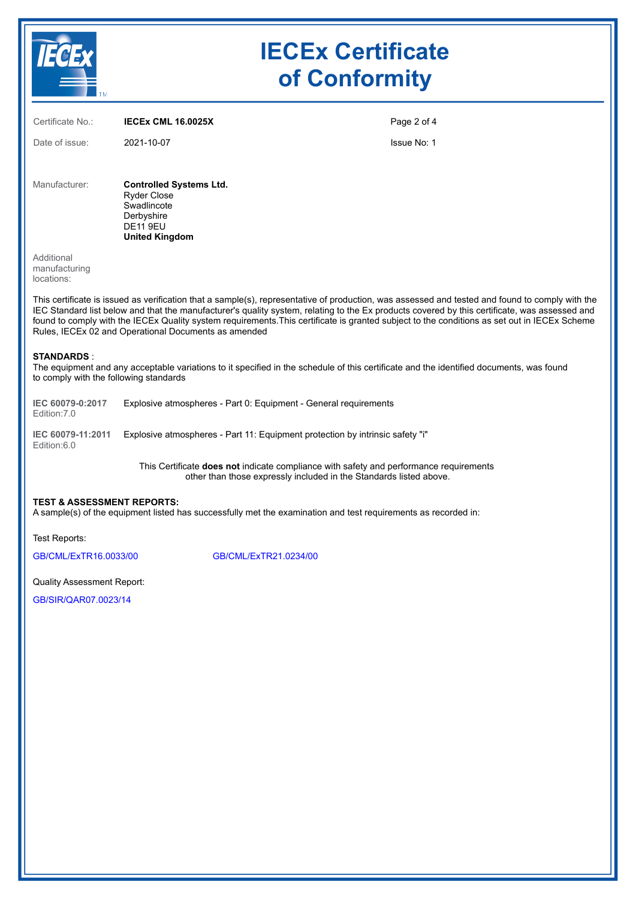# IECEx Certificate of Conformity

| | | | |
|---|---|---|---|
| Certificate No.: | **IECEx CML 16.0025X** | | |
| Date of issue: | 2021-10-07 | | Issue No: 1 |

Manufacturer: **Controlled Systems Ltd.**
Ryder Close
Swadlincote
Derbyshire
DE11 9EU
**United Kingdom**

Additional manufacturing locations:

This certificate is issued as verification that a sample(s), representative of production, was assessed and tested and found to comply with the IEC Standard list below and that the manufacturer's quality system, relating to the Ex products covered by this certificate, was assessed and found to comply with the IECEx Quality system requirements.This certificate is granted subject to the conditions as set out in IECEx Scheme Rules, IECEx 02 and Operational Documents as amended

**STANDARDS** :
The equipment and any acceptable variations to it specified in the schedule of this certificate and the identified documents, was found to comply with the following standards

| | |
|---|---|
| **IEC 60079-0:2017** Edition:7.0 | Explosive atmospheres - Part 0: Equipment - General requirements |
| **IEC 60079-11:2011** Edition:6.0 | Explosive atmospheres - Part 11: Equipment protection by intrinsic safety "i" |

This Certificate **does not** indicate compliance with safety and performance requirements other than those expressly included in the Standards listed above.

**TEST & ASSESSMENT REPORTS:**
A sample(s) of the equipment listed has successfully met the examination and test requirements as recorded in:

Test Reports:

GB/CML/ExTR16.0033/00 GB/CML/ExTR21.0234/00

Quality Assessment Report:

GB/SIR/QAR07.0023/14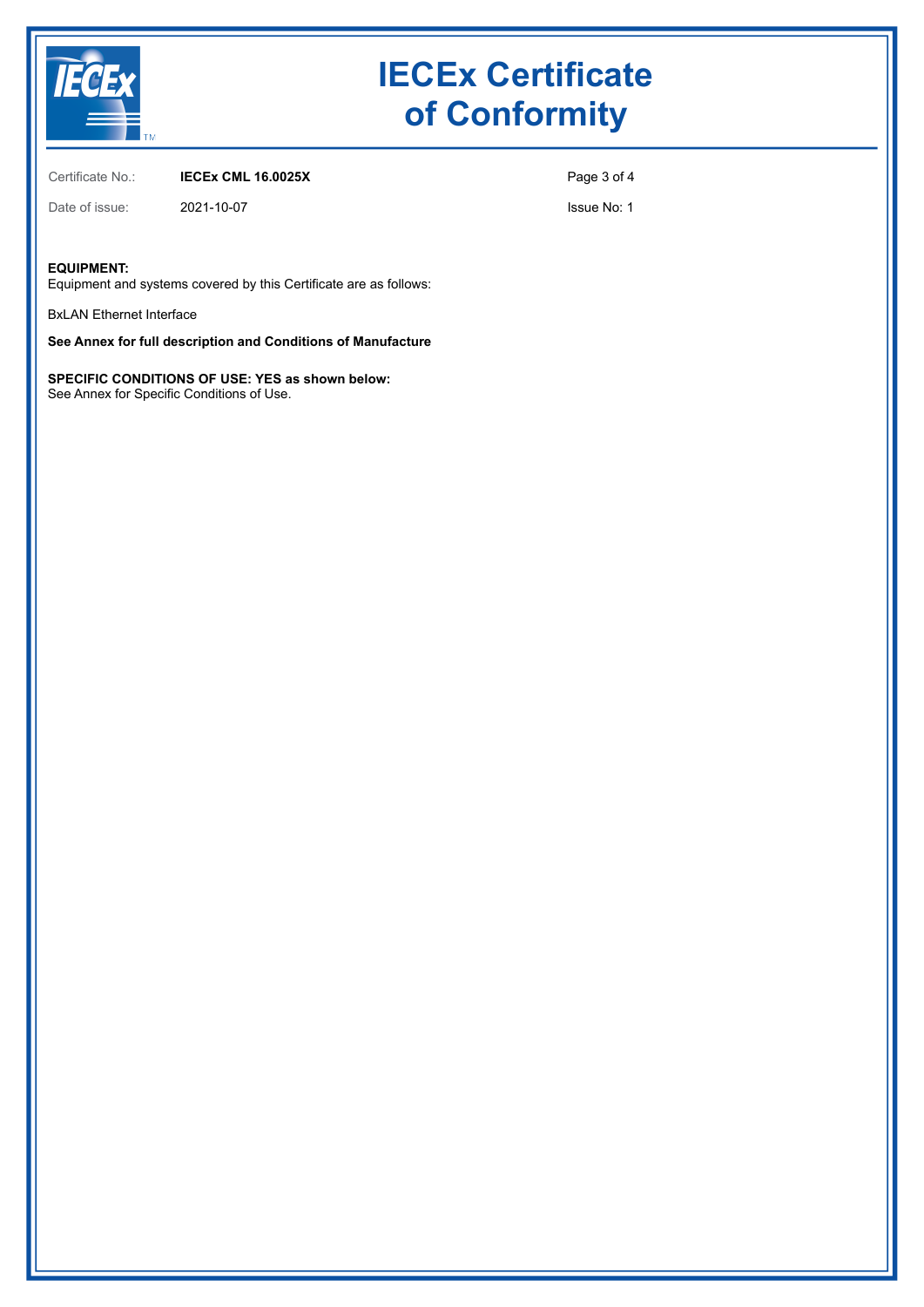# IECEx Certificate of Conformity

Certificate No.: **IECEx CML 16.0025X**

Date of issue: 2021-10-07

Issue No: 1

**EQUIPMENT:**
Equipment and systems covered by this Certificate are as follows:

BxLAN Ethernet Interface

**See Annex for full description and Conditions of Manufacture**

**SPECIFIC CONDITIONS OF USE: YES as shown below:**
See Annex for Specific Conditions of Use.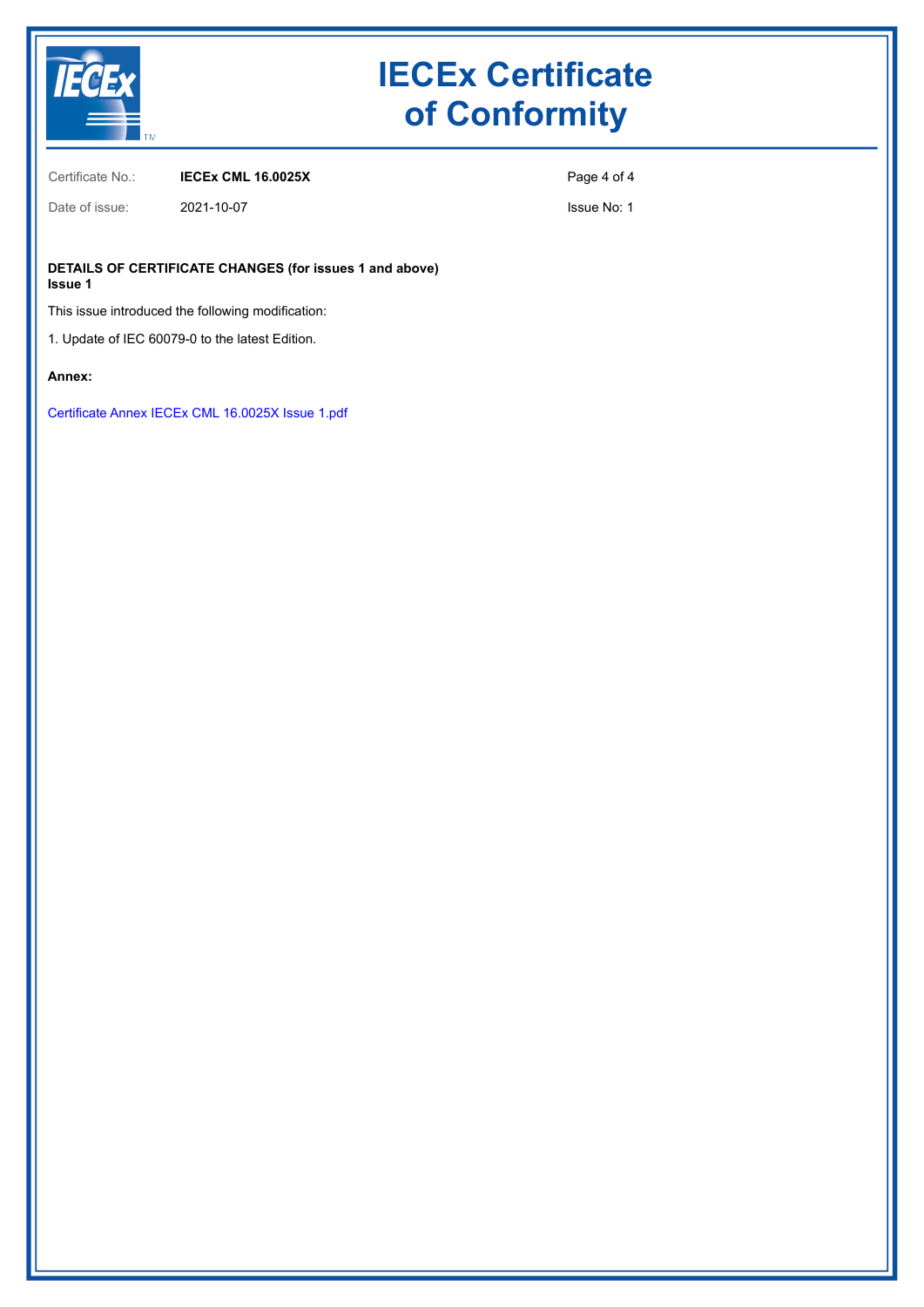# IECEx Certificate of Conformity

Certificate No.: **IECEx CML 16.0025X**

Date of issue: 2021-10-07

Issue No: 1

**DETAILS OF CERTIFICATE CHANGES (for issues 1 and above)**
**Issue 1**

This issue introduced the following modification:

1. Update of IEC 60079-0 to the latest Edition.

**Annex:**

Certificate Annex IECEx CML 16.0025X Issue 1.pdf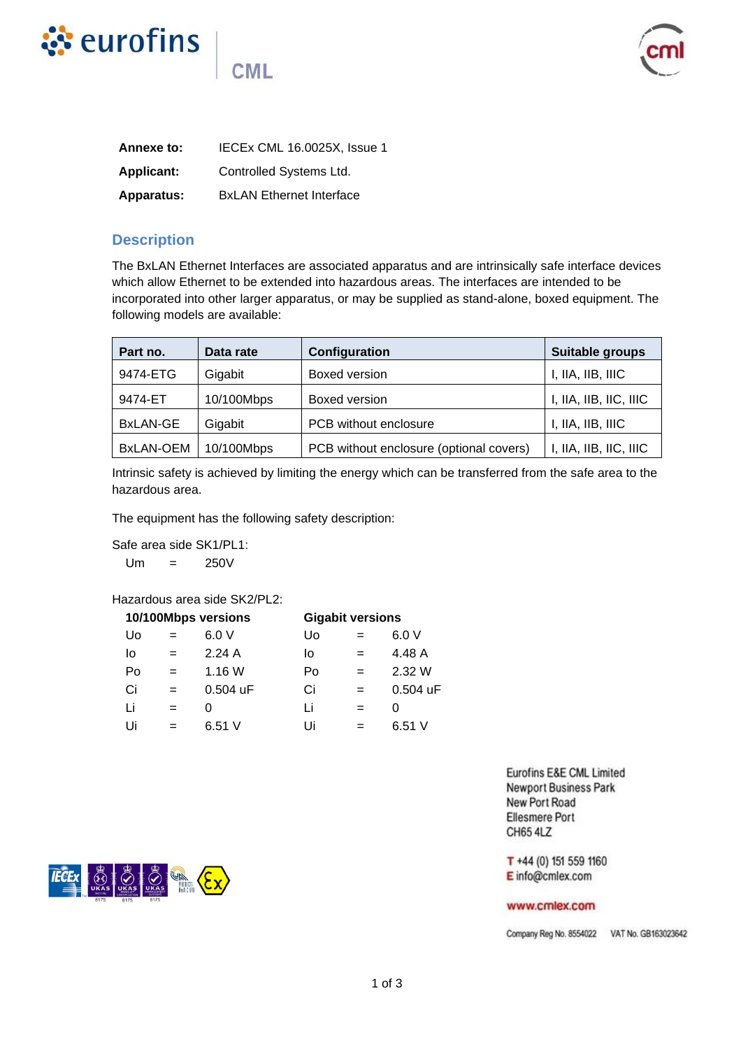**Annexe to:** IECEx CML 16.0025X, Issue 1

**Applicant:** Controlled Systems Ltd.

**Apparatus:** BxLAN Ethernet Interface

## Description

The BxLAN Ethernet Interfaces are associated apparatus and are intrinsically safe interface devices which allow Ethernet to be extended into hazardous areas. The interfaces are intended to be incorporated into other larger apparatus, or may be supplied as stand-alone, boxed equipment. The following models are available:

| Part no. | Data rate | Configuration | Suitable groups |
|---|---|---|---|
| 9474-ETG | Gigabit | Boxed version | I, IIA, IIB, IIIC |
| 9474-ET | 10/100Mbps | Boxed version | I, IIA, IIB, IIC, IIIC |
| BxLAN-GE | Gigabit | PCB without enclosure | I, IIA, IIB, IIIC |
| BxLAN-OEM | 10/100Mbps | PCB without enclosure (optional covers) | I, IIA, IIB, IIC, IIIC |

Intrinsic safety is achieved by limiting the energy which can be transferred from the safe area to the hazardous area.

The equipment has the following safety description:

Safe area side SK1/PL1:

Um = 250V

Hazardous area side SK2/PL2:

| 10/100Mbps versions | | | Gigabit versions | | |
|---|---|---|---|---|---|
| Uo | = | 6.0 V | Uo | = | 6.0 V |
| Io | = | 2.24 A | Io | = | 4.48 A |
| Po | = | 1.16 W | Po | = | 2.32 W |
| Ci | = | 0.504 uF | Ci | = | 0.504 uF |
| Li | = | 0 | Li | = | 0 |
| Ui | = | 6.51 V | Ui | = | 6.51 V |

Eurofins E&E CML Limited
Newport Business Park
New Port Road
Ellesmere Port
CH65 4LZ

T +44 (0) 151 559 1160
E info@cmlex.com

www.cmlex.com

Company Reg No. 8554022 VAT No. GB163023642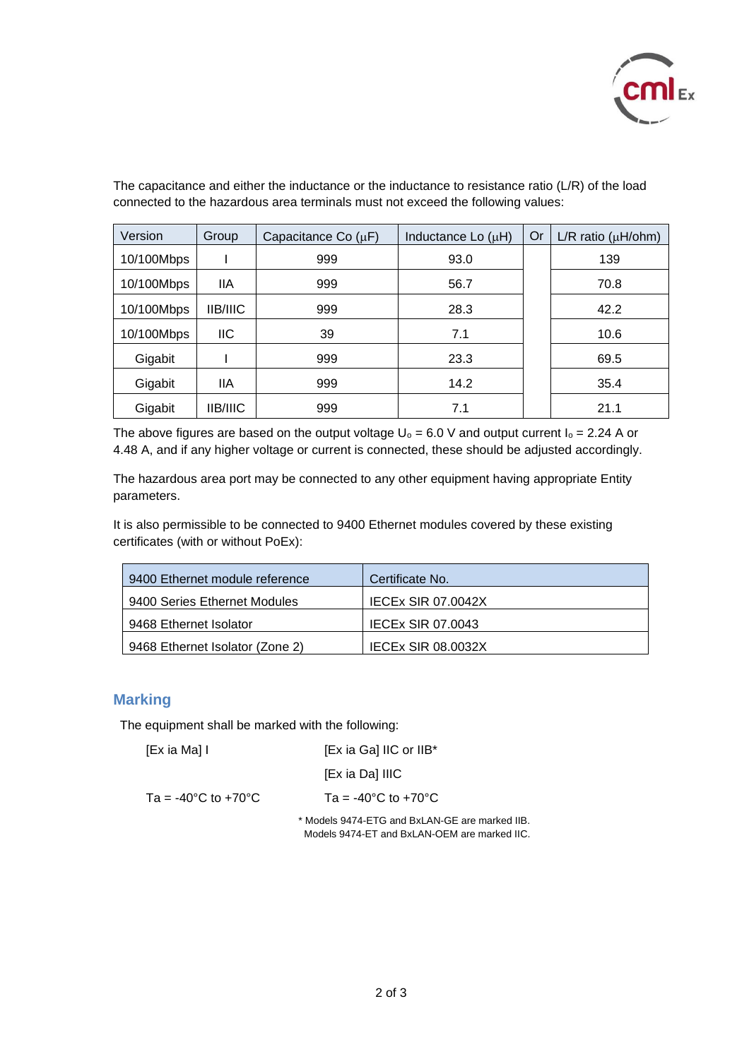The capacitance and either the inductance or the inductance to resistance ratio (L/R) of the load connected to the hazardous area terminals must not exceed the following values:

| Version | Group | Capacitance Co (μF) | Inductance Lo (μH) | Or | L/R ratio (μH/ohm) |
|---|---|---|---|---|---|
| 10/100Mbps | I | 999 | 93.0 | | 139 |
| 10/100Mbps | IIA | 999 | 56.7 | | 70.8 |
| 10/100Mbps | IIB/IIIC | 999 | 28.3 | | 42.2 |
| 10/100Mbps | IIC | 39 | 7.1 | | 10.6 |
| Gigabit | I | 999 | 23.3 | | 69.5 |
| Gigabit | IIA | 999 | 14.2 | | 35.4 |
| Gigabit | IIB/IIIC | 999 | 7.1 | | 21.1 |

The above figures are based on the output voltage $U_o$ = 6.0 V and output current $I_o$ = 2.24 A or 4.48 A, and if any higher voltage or current is connected, these should be adjusted accordingly.

The hazardous area port may be connected to any other equipment having appropriate Entity parameters.

It is also permissible to be connected to 9400 Ethernet modules covered by these existing certificates (with or without PoEx):

| 9400 Ethernet module reference | Certificate No. |
|---|---|
| 9400 Series Ethernet Modules | IECEx SIR 07.0042X |
| 9468 Ethernet Isolator | IECEx SIR 07.0043 |
| 9468 Ethernet Isolator (Zone 2) | IECEx SIR 08.0032X |

## Marking

The equipment shall be marked with the following:

| | |
|---|---|
| [Ex ia Ma] I | [Ex ia Ga] IIC or IIB* |
| | [Ex ia Da] IIIC |
| Ta = -40°C to +70°C | Ta = -40°C to +70°C |

\* Models 9474-ETG and BxLAN-GE are marked IIB.
Models 9474-ET and BxLAN-OEM are marked IIC.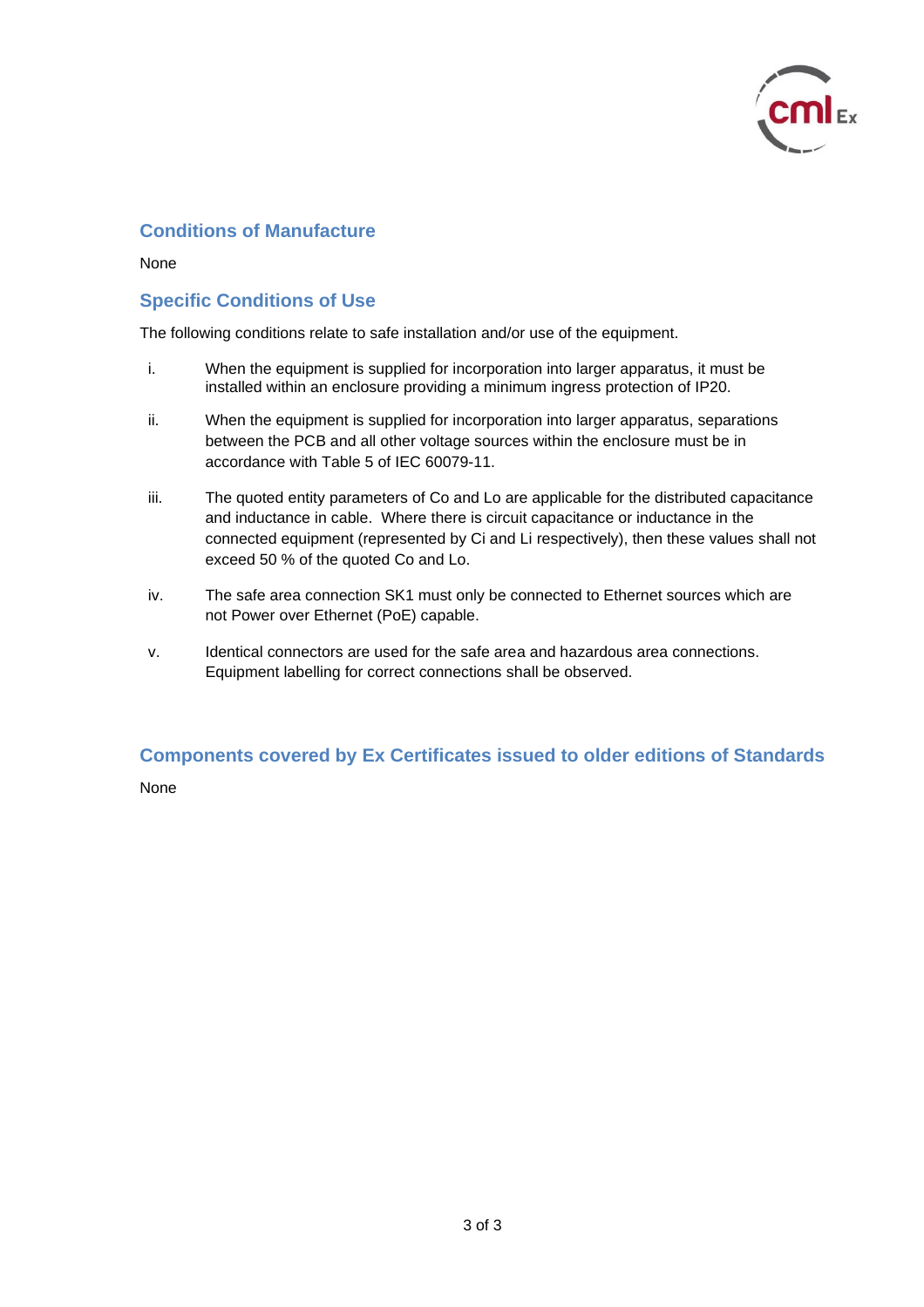## Conditions of Manufacture

None

## Specific Conditions of Use

The following conditions relate to safe installation and/or use of the equipment.

i. When the equipment is supplied for incorporation into larger apparatus, it must be installed within an enclosure providing a minimum ingress protection of IP20.

ii. When the equipment is supplied for incorporation into larger apparatus, separations between the PCB and all other voltage sources within the enclosure must be in accordance with Table 5 of IEC 60079-11.

iii. The quoted entity parameters of Co and Lo are applicable for the distributed capacitance and inductance in cable. Where there is circuit capacitance or inductance in the connected equipment (represented by Ci and Li respectively), then these values shall not exceed 50 % of the quoted Co and Lo.

iv. The safe area connection SK1 must only be connected to Ethernet sources which are not Power over Ethernet (PoE) capable.

v. Identical connectors are used for the safe area and hazardous area connections. Equipment labelling for correct connections shall be observed.

## Components covered by Ex Certificates issued to older editions of Standards

None